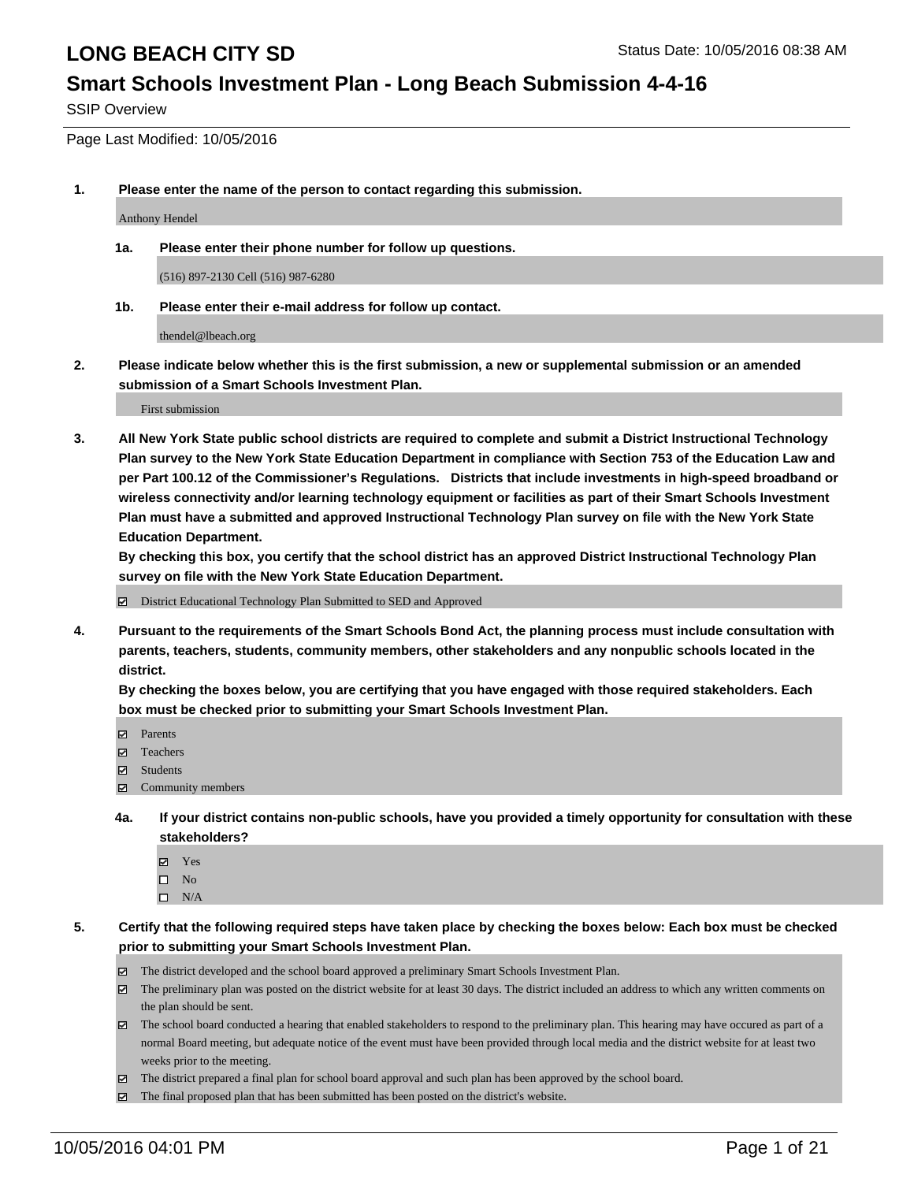# LONG BEACH CITY SD

Status Date: 10/05/2016 08:38 AM

## Smart Schools Investment Plan - Long Beach Submission 4-4-16

SSIP Overview

Page Last Modified: 10/05/2016

**1. Please enter the name of the person to contact regarding this submission.**

Anthony Hendel

**1a. Please enter their phone number for follow up questions.**

(516) 897-2130 Cell (516) 987-6280

**1b. Please enter their e-mail address for follow up contact.**

thendel@lbeach.org

**2. Please indicate below whether this is the first submission, a new or supplemental submission or an amended submission of a Smart Schools Investment Plan.**

First submission

**3. All New York State public school districts are required to complete and submit a District Instructional Technology Plan survey to the New York State Education Department in compliance with Section 753 of the Education Law and per Part 100.12 of the Commissioner's Regulations. Districts that include investments in high-speed broadband or wireless connectivity and/or learning technology equipment or facilities as part of their Smart Schools Investment Plan must have a submitted and approved Instructional Technology Plan survey on file with the New York State Education Department.**

**By checking this box, you certify that the school district has an approved District Instructional Technology Plan survey on file with the New York State Education Department.**

- [x] District Educational Technology Plan Submitted to SED and Approved

**4. Pursuant to the requirements of the Smart Schools Bond Act, the planning process must include consultation with parents, teachers, students, community members, other stakeholders and any nonpublic schools located in the district.**

**By checking the boxes below, you are certifying that you have engaged with those required stakeholders. Each box must be checked prior to submitting your Smart Schools Investment Plan.**

- [x] Parents
- [x] Teachers
- [x] Students
- [x] Community members

**4a. If your district contains non-public schools, have you provided a timely opportunity for consultation with these stakeholders?**

- [x] Yes
- [ ] No
- [ ] N/A

**5. Certify that the following required steps have taken place by checking the boxes below: Each box must be checked prior to submitting your Smart Schools Investment Plan.**

- [x] The district developed and the school board approved a preliminary Smart Schools Investment Plan.
- [x] The preliminary plan was posted on the district website for at least 30 days. The district included an address to which any written comments on the plan should be sent.
- [x] The school board conducted a hearing that enabled stakeholders to respond to the preliminary plan. This hearing may have occured as part of a normal Board meeting, but adequate notice of the event must have been provided through local media and the district website for at least two weeks prior to the meeting.
- [x] The district prepared a final plan for school board approval and such plan has been approved by the school board.
- [x] The final proposed plan that has been submitted has been posted on the district's website.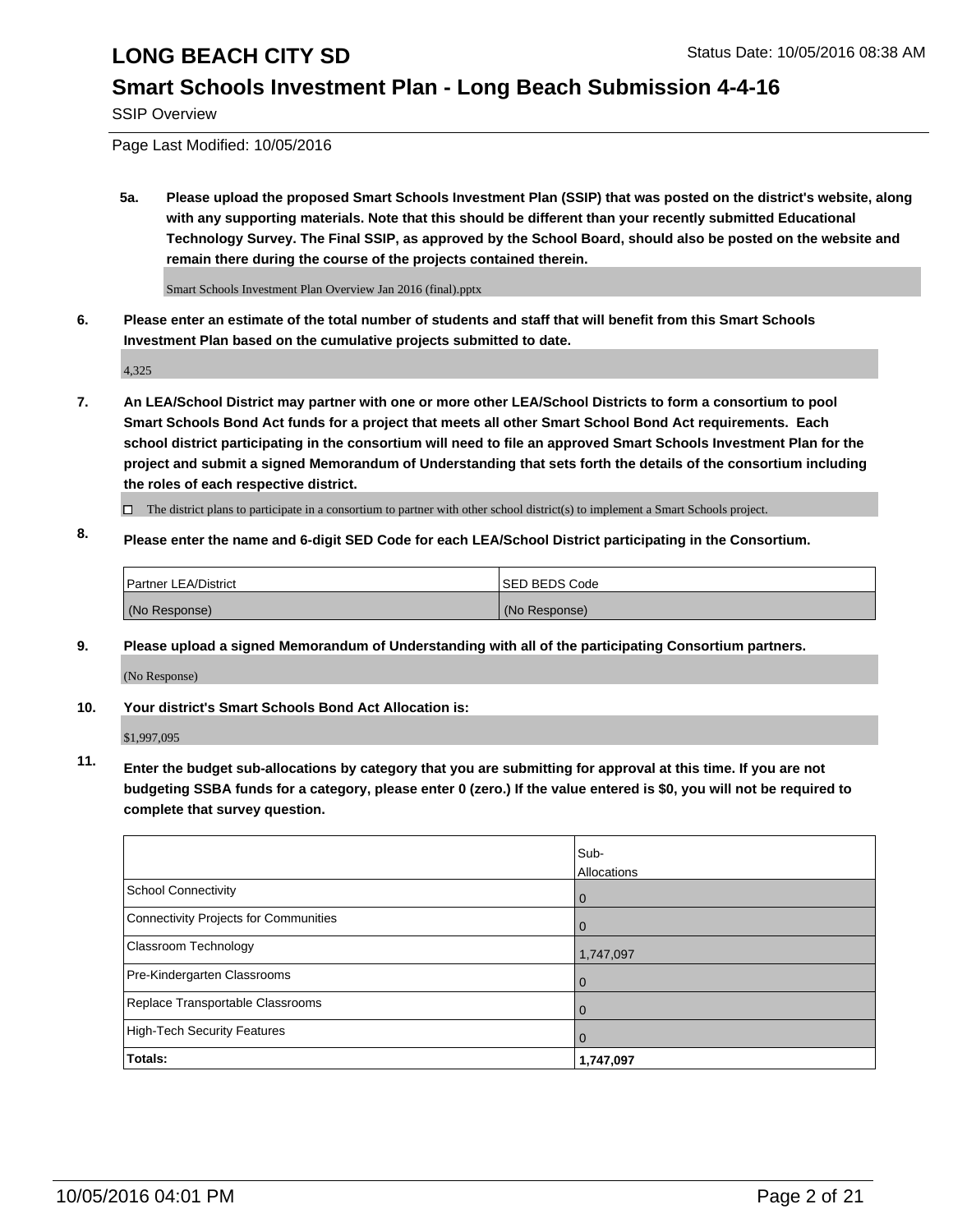**5a. Please upload the proposed Smart Schools Investment Plan (SSIP) that was posted on the district's website, along with any supporting materials. Note that this should be different than your recently submitted Educational Technology Survey. The Final SSIP, as approved by the School Board, should also be posted on the website and remain there during the course of the projects contained therein.**

Smart Schools Investment Plan Overview Jan 2016 (final).pptx

**6. Please enter an estimate of the total number of students and staff that will benefit from this Smart Schools Investment Plan based on the cumulative projects submitted to date.**

4,325

**7. An LEA/School District may partner with one or more other LEA/School Districts to form a consortium to pool Smart Schools Bond Act funds for a project that meets all other Smart School Bond Act requirements. Each school district participating in the consortium will need to file an approved Smart Schools Investment Plan for the project and submit a signed Memorandum of Understanding that sets forth the details of the consortium including the roles of each respective district.**

☐ The district plans to participate in a consortium to partner with other school district(s) to implement a Smart Schools project.

**8. Please enter the name and 6-digit SED Code for each LEA/School District participating in the Consortium.**

| Partner LEA/District | SED BEDS Code |
| --- | --- |
| (No Response) | (No Response) |

**9. Please upload a signed Memorandum of Understanding with all of the participating Consortium partners.**

(No Response)

**10. Your district's Smart Schools Bond Act Allocation is:**

$1,997,095

**11. Enter the budget sub-allocations by category that you are submitting for approval at this time. If you are not budgeting SSBA funds for a category, please enter 0 (zero.) If the value entered is $0, you will not be required to complete that survey question.**

| | Sub-Allocations |
| --- | --- |
| School Connectivity | 0 |
| Connectivity Projects for Communities | 0 |
| Classroom Technology | 1,747,097 |
| Pre-Kindergarten Classrooms | 0 |
| Replace Transportable Classrooms | 0 |
| High-Tech Security Features | 0 |
| **Totals:** | **1,747,097** |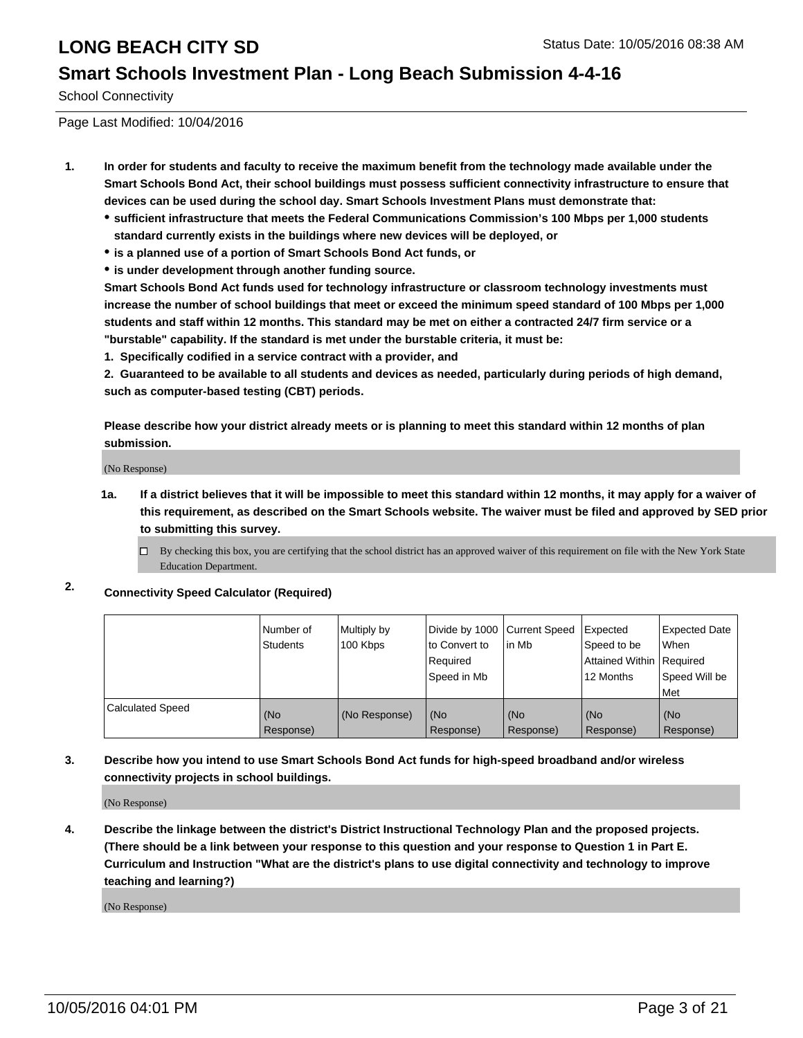# LONG BEACH CITY SD

Status Date: 10/05/2016 08:38 AM

## Smart Schools Investment Plan - Long Beach Submission 4-4-16

School Connectivity

Page Last Modified: 10/04/2016

1. **In order for students and faculty to receive the maximum benefit from the technology made available under the Smart Schools Bond Act, their school buildings must possess sufficient connectivity infrastructure to ensure that devices can be used during the school day. Smart Schools Investment Plans must demonstrate that:**
   - **sufficient infrastructure that meets the Federal Communications Commission's 100 Mbps per 1,000 students standard currently exists in the buildings where new devices will be deployed, or**
   - **is a planned use of a portion of Smart Schools Bond Act funds, or**
   - **is under development through another funding source.**

   **Smart Schools Bond Act funds used for technology infrastructure or classroom technology investments must increase the number of school buildings that meet or exceed the minimum speed standard of 100 Mbps per 1,000 students and staff within 12 months. This standard may be met on either a contracted 24/7 firm service or a "burstable" capability. If the standard is met under the burstable criteria, it must be:**

   **1. Specifically codified in a service contract with a provider, and**

   **2. Guaranteed to be available to all students and devices as needed, particularly during periods of high demand, such as computer-based testing (CBT) periods.**

   **Please describe how your district already meets or is planning to meet this standard within 12 months of plan submission.**

   (No Response)

   **1a. If a district believes that it will be impossible to meet this standard within 12 months, it may apply for a waiver of this requirement, as described on the Smart Schools website. The waiver must be filed and approved by SED prior to submitting this survey.**

   ☐ By checking this box, you are certifying that the school district has an approved waiver of this requirement on file with the New York State Education Department.

2. **Connectivity Speed Calculator (Required)**

|  | Number of Students | Multiply by 100 Kbps | Divide by 1000 to Convert to Required Speed in Mb | Current Speed in Mb | Expected Speed to be Attained Within 12 Months | Expected Date When Required Speed Will be Met |
|---|---|---|---|---|---|---|
| Calculated Speed | (No Response) | (No Response) | (No Response) | (No Response) | (No Response) | (No Response) |

3. **Describe how you intend to use Smart Schools Bond Act funds for high-speed broadband and/or wireless connectivity projects in school buildings.**

   (No Response)

4. **Describe the linkage between the district's District Instructional Technology Plan and the proposed projects. (There should be a link between your response to this question and your response to Question 1 in Part E. Curriculum and Instruction "What are the district's plans to use digital connectivity and technology to improve teaching and learning?)**

   (No Response)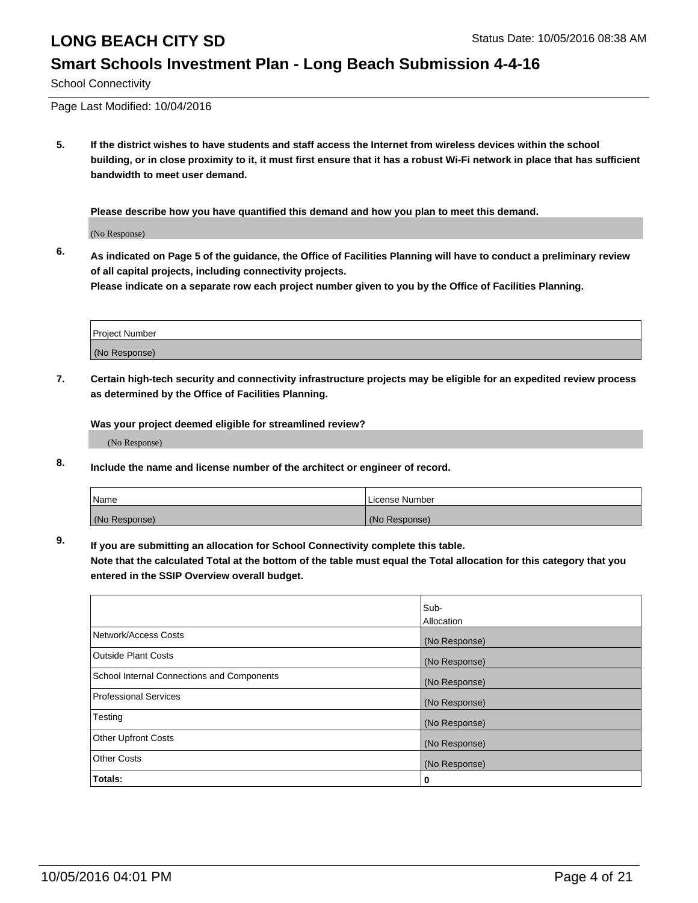# LONG BEACH CITY SD

Status Date: 10/05/2016 08:38 AM

## Smart Schools Investment Plan - Long Beach Submission 4-4-16

School Connectivity

Page Last Modified: 10/04/2016

**5. If the district wishes to have students and staff access the Internet from wireless devices within the school building, or in close proximity to it, it must first ensure that it has a robust Wi-Fi network in place that has sufficient bandwidth to meet user demand.**

**Please describe how you have quantified this demand and how you plan to meet this demand.**

(No Response)

**6. As indicated on Page 5 of the guidance, the Office of Facilities Planning will have to conduct a preliminary review of all capital projects, including connectivity projects.**
**Please indicate on a separate row each project number given to you by the Office of Facilities Planning.**

| Project Number |
| --- |
| (No Response) |

**7. Certain high-tech security and connectivity infrastructure projects may be eligible for an expedited review process as determined by the Office of Facilities Planning.**

**Was your project deemed eligible for streamlined review?**

(No Response)

**8. Include the name and license number of the architect or engineer of record.**

| Name | License Number |
| --- | --- |
| (No Response) | (No Response) |

**9. If you are submitting an allocation for School Connectivity complete this table.**
**Note that the calculated Total at the bottom of the table must equal the Total allocation for this category that you entered in the SSIP Overview overall budget.**

| | Sub-Allocation |
| --- | --- |
| Network/Access Costs | (No Response) |
| Outside Plant Costs | (No Response) |
| School Internal Connections and Components | (No Response) |
| Professional Services | (No Response) |
| Testing | (No Response) |
| Other Upfront Costs | (No Response) |
| Other Costs | (No Response) |
| **Totals:** | **0** |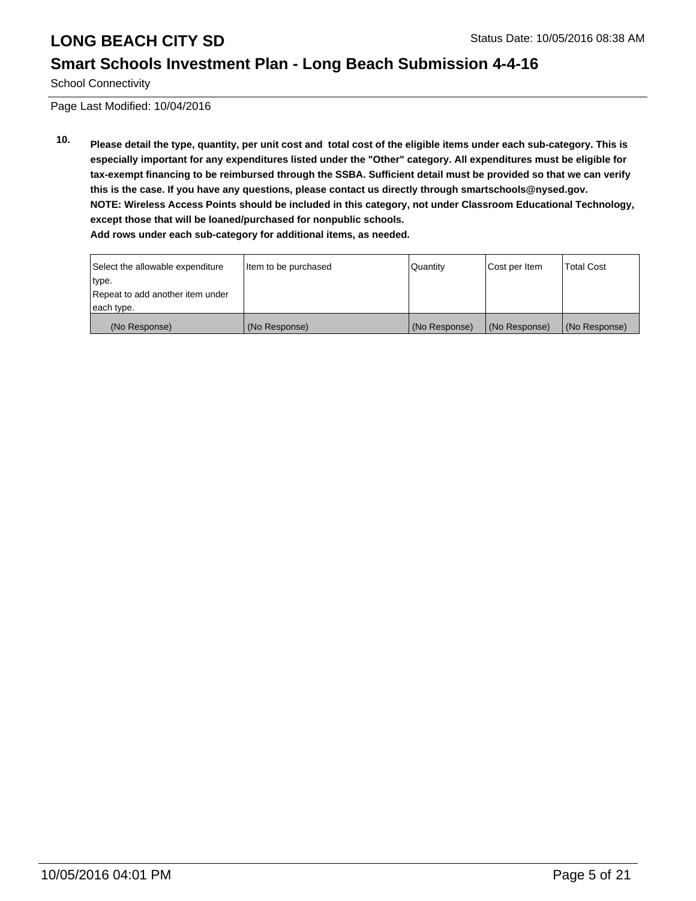School Connectivity

Page Last Modified: 10/04/2016

**10. Please detail the type, quantity, per unit cost and total cost of the eligible items under each sub-category. This is especially important for any expenditures listed under the "Other" category. All expenditures must be eligible for tax-exempt financing to be reimbursed through the SSBA. Sufficient detail must be provided so that we can verify this is the case. If you have any questions, please contact us directly through smartschools@nysed.gov.**
**NOTE: Wireless Access Points should be included in this category, not under Classroom Educational Technology, except those that will be loaned/purchased for nonpublic schools.**
**Add rows under each sub-category for additional items, as needed.**

| Select the allowable expenditure type. Repeat to add another item under each type. | Item to be purchased | Quantity | Cost per Item | Total Cost |
|---|---|---|---|---|
| (No Response) | (No Response) | (No Response) | (No Response) | (No Response) |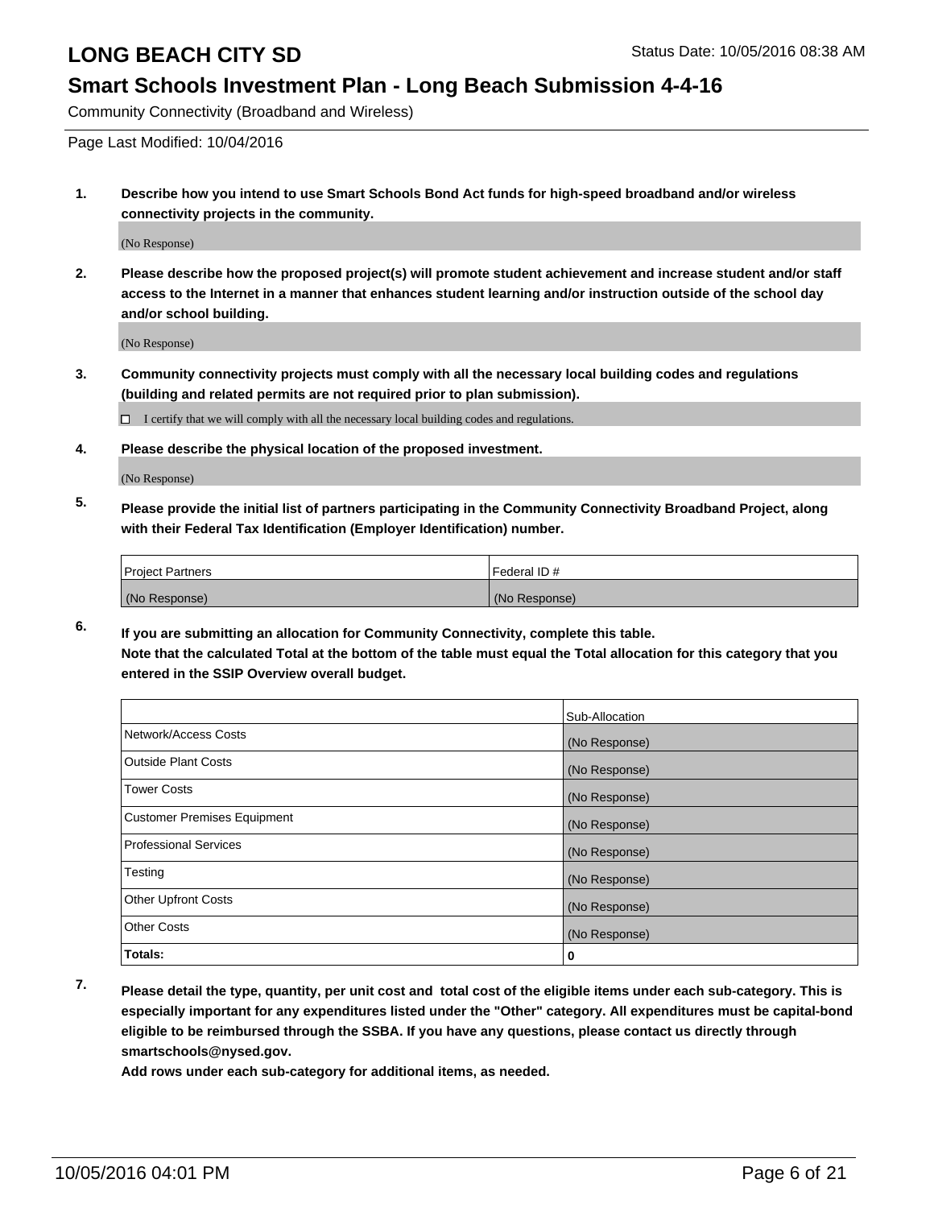# LONG BEACH CITY SD

Status Date: 10/05/2016 08:38 AM

## Smart Schools Investment Plan - Long Beach Submission 4-4-16

Community Connectivity (Broadband and Wireless)

Page Last Modified: 10/04/2016

**1. Describe how you intend to use Smart Schools Bond Act funds for high-speed broadband and/or wireless connectivity projects in the community.**

(No Response)

**2. Please describe how the proposed project(s) will promote student achievement and increase student and/or staff access to the Internet in a manner that enhances student learning and/or instruction outside of the school day and/or school building.**

(No Response)

**3. Community connectivity projects must comply with all the necessary local building codes and regulations (building and related permits are not required prior to plan submission).**

☐ I certify that we will comply with all the necessary local building codes and regulations.

**4. Please describe the physical location of the proposed investment.**

(No Response)

**5. Please provide the initial list of partners participating in the Community Connectivity Broadband Project, along with their Federal Tax Identification (Employer Identification) number.**

| Project Partners | Federal ID # |
| --- | --- |
| (No Response) | (No Response) |

**6. If you are submitting an allocation for Community Connectivity, complete this table. Note that the calculated Total at the bottom of the table must equal the Total allocation for this category that you entered in the SSIP Overview overall budget.**

| | Sub-Allocation |
| --- | --- |
| Network/Access Costs | (No Response) |
| Outside Plant Costs | (No Response) |
| Tower Costs | (No Response) |
| Customer Premises Equipment | (No Response) |
| Professional Services | (No Response) |
| Testing | (No Response) |
| Other Upfront Costs | (No Response) |
| Other Costs | (No Response) |
| **Totals:** | **0** |

**7. Please detail the type, quantity, per unit cost and total cost of the eligible items under each sub-category. This is especially important for any expenditures listed under the "Other" category. All expenditures must be capital-bond eligible to be reimbursed through the SSBA. If you have any questions, please contact us directly through smartschools@nysed.gov.**

**Add rows under each sub-category for additional items, as needed.**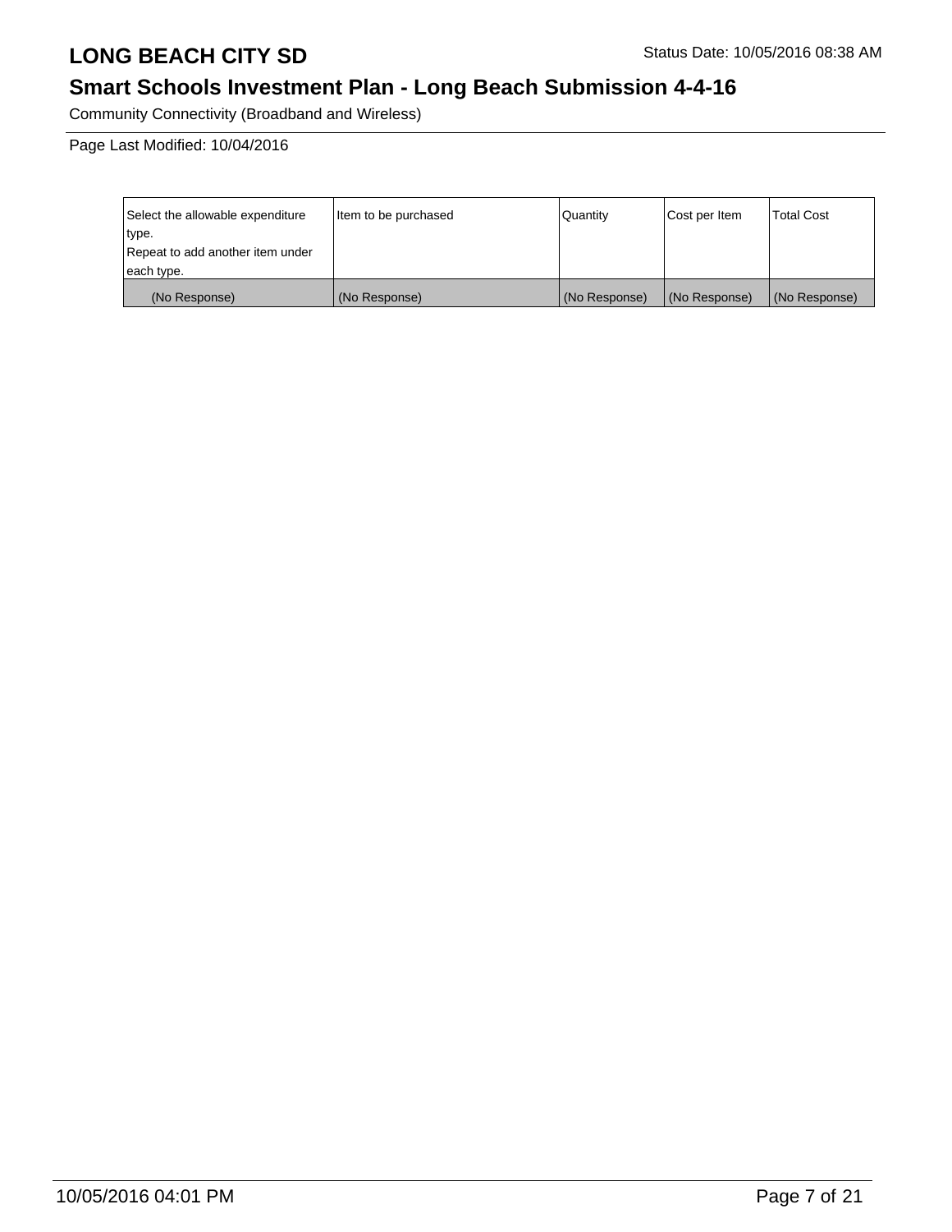# LONG BEACH CITY SD

## Smart Schools Investment Plan - Long Beach Submission 4-4-16

Community Connectivity (Broadband and Wireless)

Page Last Modified: 10/04/2016

| Select the allowable expenditure type. Repeat to add another item under each type. | Item to be purchased | Quantity | Cost per Item | Total Cost |
| --- | --- | --- | --- | --- |
| (No Response) | (No Response) | (No Response) | (No Response) | (No Response) |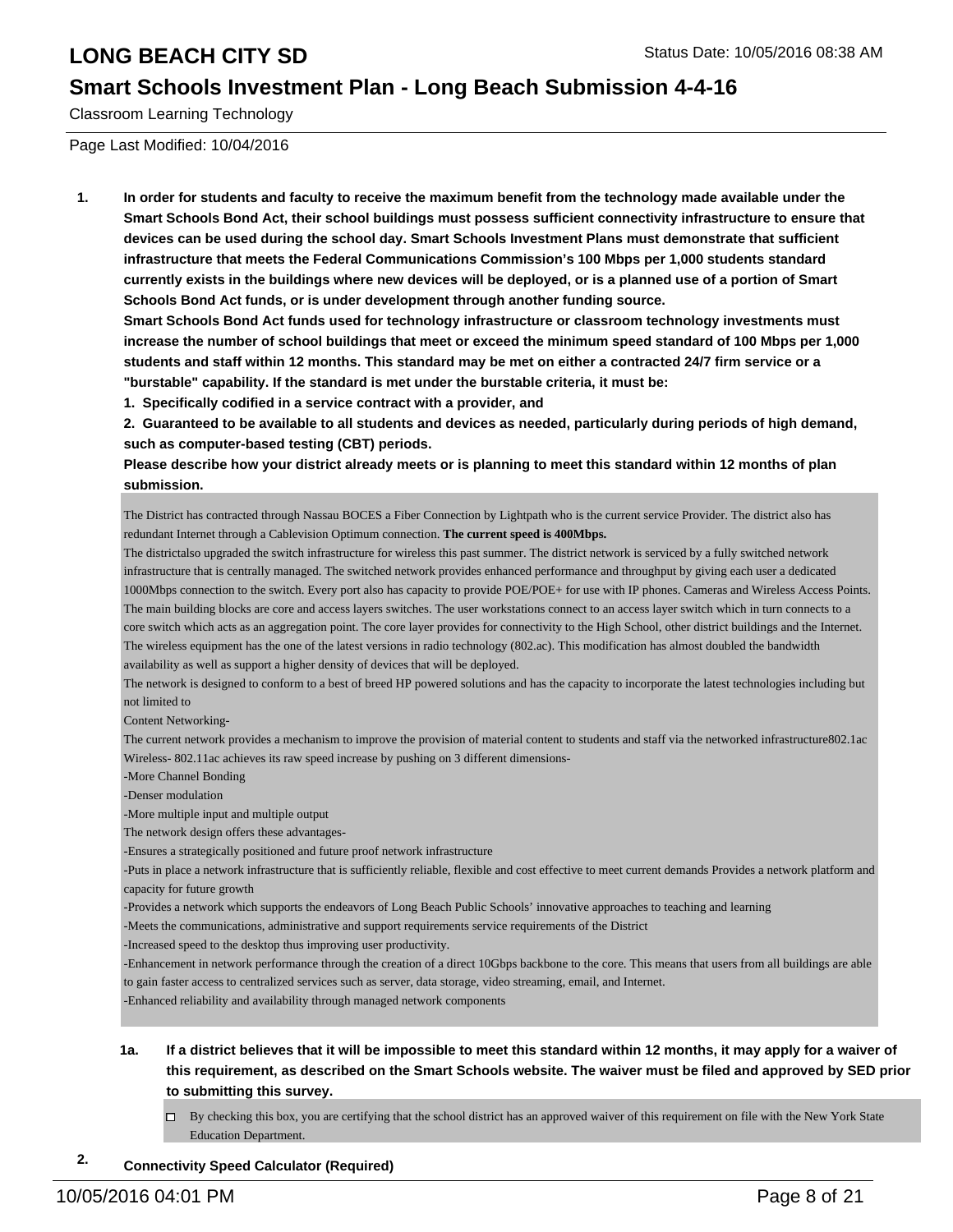# LONG BEACH CITY SD

## Smart Schools Investment Plan - Long Beach Submission 4-4-16

Classroom Learning Technology

Page Last Modified: 10/04/2016

**1. In order for students and faculty to receive the maximum benefit from the technology made available under the Smart Schools Bond Act, their school buildings must possess sufficient connectivity infrastructure to ensure that devices can be used during the school day. Smart Schools Investment Plans must demonstrate that sufficient infrastructure that meets the Federal Communications Commission's 100 Mbps per 1,000 students standard currently exists in the buildings where new devices will be deployed, or is a planned use of a portion of Smart Schools Bond Act funds, or is under development through another funding source.**

**Smart Schools Bond Act funds used for technology infrastructure or classroom technology investments must increase the number of school buildings that meet or exceed the minimum speed standard of 100 Mbps per 1,000 students and staff within 12 months. This standard may be met on either a contracted 24/7 firm service or a "burstable" capability. If the standard is met under the burstable criteria, it must be:**

**1. Specifically codified in a service contract with a provider, and**

**2. Guaranteed to be available to all students and devices as needed, particularly during periods of high demand, such as computer-based testing (CBT) periods.**

**Please describe how your district already meets or is planning to meet this standard within 12 months of plan submission.**

The District has contracted through Nassau BOCES a Fiber Connection by Lightpath who is the current service Provider. The district also has redundant Internet through a Cablevision Optimum connection. **The current speed is 400Mbps.**

The districtalso upgraded the switch infrastructure for wireless this past summer. The district network is serviced by a fully switched network infrastructure that is centrally managed. The switched network provides enhanced performance and throughput by giving each user a dedicated 1000Mbps connection to the switch. Every port also has capacity to provide POE/POE+ for use with IP phones. Cameras and Wireless Access Points. The main building blocks are core and access layers switches. The user workstations connect to an access layer switch which in turn connects to a core switch which acts as an aggregation point. The core layer provides for connectivity to the High School, other district buildings and the Internet. The wireless equipment has the one of the latest versions in radio technology (802.ac). This modification has almost doubled the bandwidth availability as well as support a higher density of devices that will be deployed.

The network is designed to conform to a best of breed HP powered solutions and has the capacity to incorporate the latest technologies including but not limited to

Content Networking-

The current network provides a mechanism to improve the provision of material content to students and staff via the networked infrastructure802.1ac Wireless- 802.11ac achieves its raw speed increase by pushing on 3 different dimensions-

-More Channel Bonding

-Denser modulation

-More multiple input and multiple output

The network design offers these advantages-

-Ensures a strategically positioned and future proof network infrastructure

-Puts in place a network infrastructure that is sufficiently reliable, flexible and cost effective to meet current demands Provides a network platform and capacity for future growth

-Provides a network which supports the endeavors of Long Beach Public Schools' innovative approaches to teaching and learning

-Meets the communications, administrative and support requirements service requirements of the District

-Increased speed to the desktop thus improving user productivity.

-Enhancement in network performance through the creation of a direct 10Gbps backbone to the core. This means that users from all buildings are able to gain faster access to centralized services such as server, data storage, video streaming, email, and Internet.

-Enhanced reliability and availability through managed network components

**1a. If a district believes that it will be impossible to meet this standard within 12 months, it may apply for a waiver of this requirement, as described on the Smart Schools website. The waiver must be filed and approved by SED prior to submitting this survey.**

☐ By checking this box, you are certifying that the school district has an approved waiver of this requirement on file with the New York State Education Department.

**2. Connectivity Speed Calculator (Required)**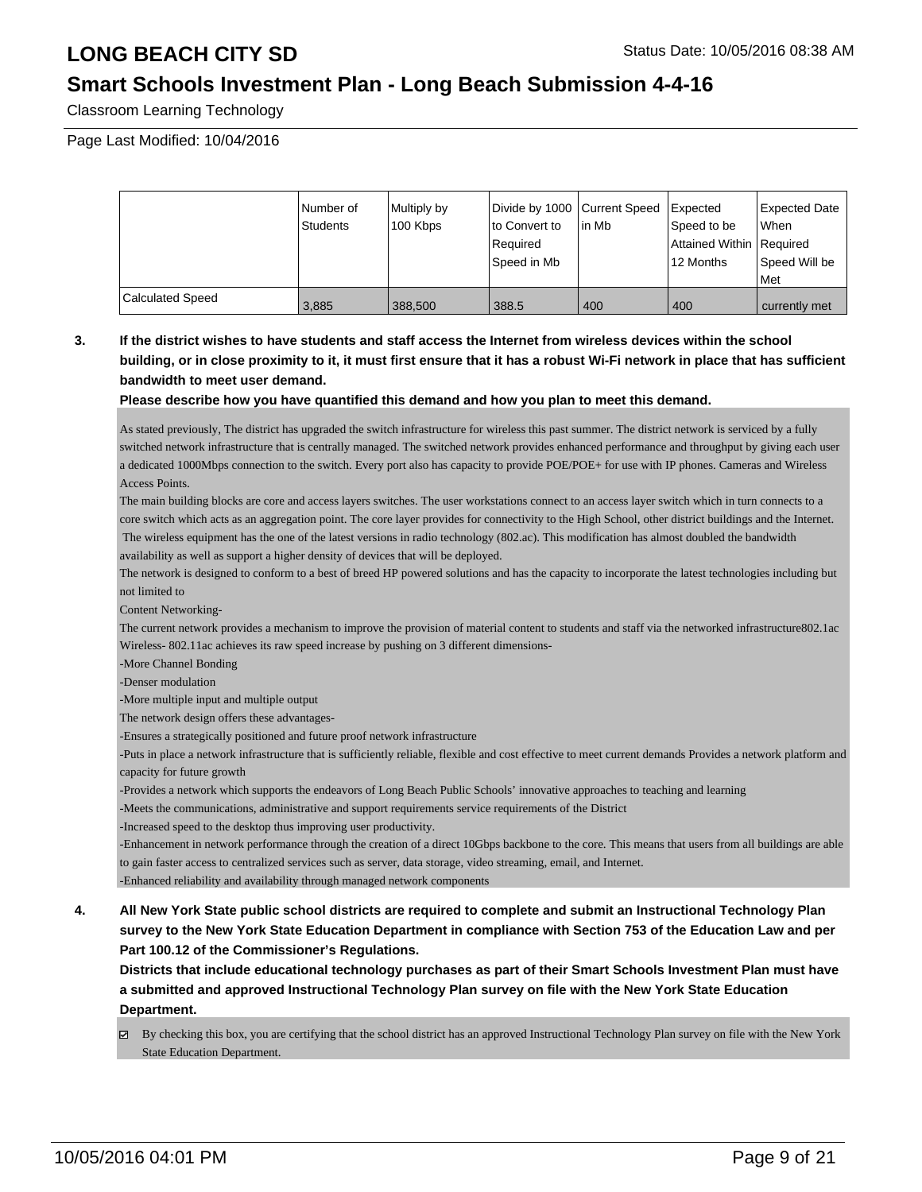# LONG BEACH CITY SD

## Smart Schools Investment Plan - Long Beach Submission 4-4-16

Classroom Learning Technology

Page Last Modified: 10/04/2016

| | Number of Students | Multiply by 100 Kbps | Divide by 1000 to Convert to Required Speed in Mb | Current Speed in Mb | Expected Speed to be Attained Within 12 Months | Expected Date When Required Speed Will be Met |
|---|---|---|---|---|---|---|
| Calculated Speed | 3,885 | 388,500 | 388.5 | 400 | 400 | currently met |

**3. If the district wishes to have students and staff access the Internet from wireless devices within the school building, or in close proximity to it, it must first ensure that it has a robust Wi-Fi network in place that has sufficient bandwidth to meet user demand.**

**Please describe how you have quantified this demand and how you plan to meet this demand.**

As stated previously, The district has upgraded the switch infrastructure for wireless this past summer. The district network is serviced by a fully switched network infrastructure that is centrally managed. The switched network provides enhanced performance and throughput by giving each user a dedicated 1000Mbps connection to the switch. Every port also has capacity to provide POE/POE+ for use with IP phones. Cameras and Wireless Access Points.

The main building blocks are core and access layers switches. The user workstations connect to an access layer switch which in turn connects to a core switch which acts as an aggregation point. The core layer provides for connectivity to the High School, other district buildings and the Internet. The wireless equipment has the one of the latest versions in radio technology (802.ac). This modification has almost doubled the bandwidth availability as well as support a higher density of devices that will be deployed.

The network is designed to conform to a best of breed HP powered solutions and has the capacity to incorporate the latest technologies including but not limited to

Content Networking-

The current network provides a mechanism to improve the provision of material content to students and staff via the networked infrastructure802.1ac Wireless- 802.11ac achieves its raw speed increase by pushing on 3 different dimensions-

-More Channel Bonding

-Denser modulation

-More multiple input and multiple output

The network design offers these advantages-

-Ensures a strategically positioned and future proof network infrastructure

-Puts in place a network infrastructure that is sufficiently reliable, flexible and cost effective to meet current demands Provides a network platform and capacity for future growth

-Provides a network which supports the endeavors of Long Beach Public Schools' innovative approaches to teaching and learning

-Meets the communications, administrative and support requirements service requirements of the District

-Increased speed to the desktop thus improving user productivity.

-Enhancement in network performance through the creation of a direct 10Gbps backbone to the core. This means that users from all buildings are able to gain faster access to centralized services such as server, data storage, video streaming, email, and Internet.

-Enhanced reliability and availability through managed network components

**4. All New York State public school districts are required to complete and submit an Instructional Technology Plan survey to the New York State Education Department in compliance with Section 753 of the Education Law and per Part 100.12 of the Commissioner's Regulations.**

**Districts that include educational technology purchases as part of their Smart Schools Investment Plan must have a submitted and approved Instructional Technology Plan survey on file with the New York State Education Department.**

☑ By checking this box, you are certifying that the school district has an approved Instructional Technology Plan survey on file with the New York State Education Department.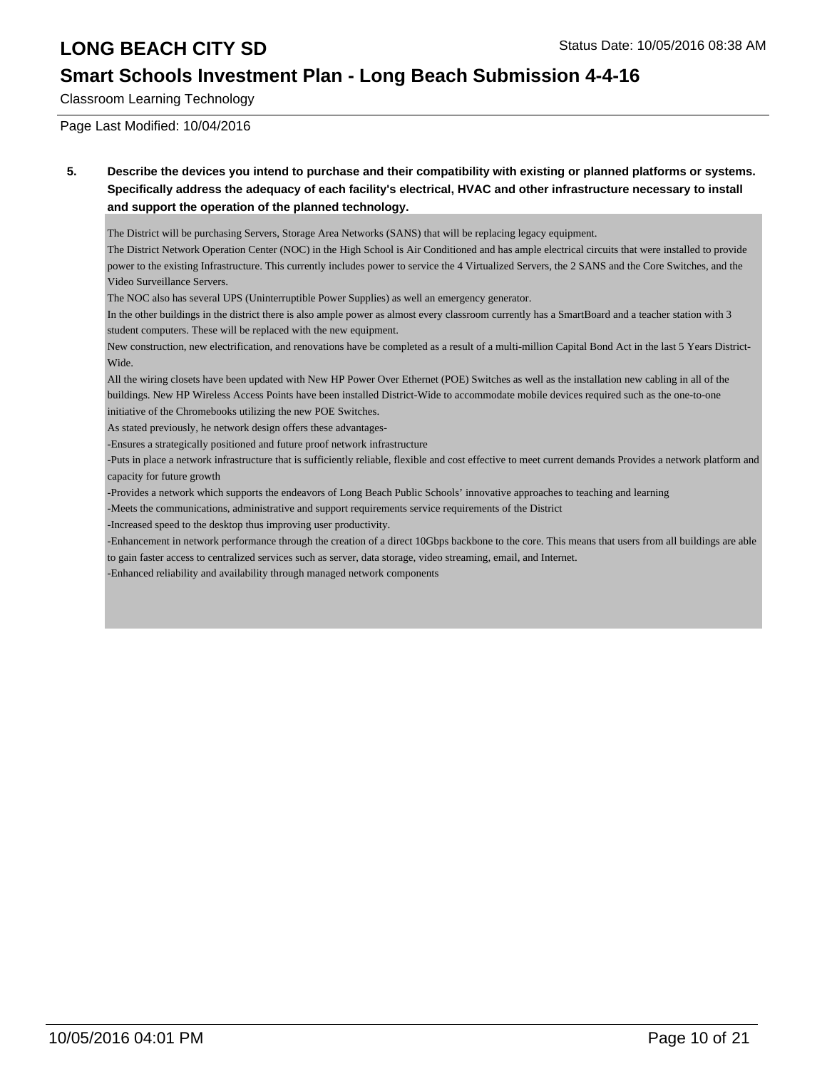Classroom Learning Technology

Page Last Modified: 10/04/2016

**5. Describe the devices you intend to purchase and their compatibility with existing or planned platforms or systems. Specifically address the adequacy of each facility's electrical, HVAC and other infrastructure necessary to install and support the operation of the planned technology.**

The District will be purchasing Servers, Storage Area Networks (SANS) that will be replacing legacy equipment.

The District Network Operation Center (NOC) in the High School is Air Conditioned and has ample electrical circuits that were installed to provide power to the existing Infrastructure. This currently includes power to service the 4 Virtualized Servers, the 2 SANS and the Core Switches, and the Video Surveillance Servers.

The NOC also has several UPS (Uninterruptible Power Supplies) as well an emergency generator.

In the other buildings in the district there is also ample power as almost every classroom currently has a SmartBoard and a teacher station with 3 student computers. These will be replaced with the new equipment.

New construction, new electrification, and renovations have be completed as a result of a multi-million Capital Bond Act in the last 5 Years District-Wide.

All the wiring closets have been updated with New HP Power Over Ethernet (POE) Switches as well as the installation new cabling in all of the buildings. New HP Wireless Access Points have been installed District-Wide to accommodate mobile devices required such as the one-to-one initiative of the Chromebooks utilizing the new POE Switches.

As stated previously, he network design offers these advantages-

-Ensures a strategically positioned and future proof network infrastructure

-Puts in place a network infrastructure that is sufficiently reliable, flexible and cost effective to meet current demands Provides a network platform and capacity for future growth

-Provides a network which supports the endeavors of Long Beach Public Schools' innovative approaches to teaching and learning

-Meets the communications, administrative and support requirements service requirements of the District

-Increased speed to the desktop thus improving user productivity.

-Enhancement in network performance through the creation of a direct 10Gbps backbone to the core. This means that users from all buildings are able to gain faster access to centralized services such as server, data storage, video streaming, email, and Internet.

-Enhanced reliability and availability through managed network components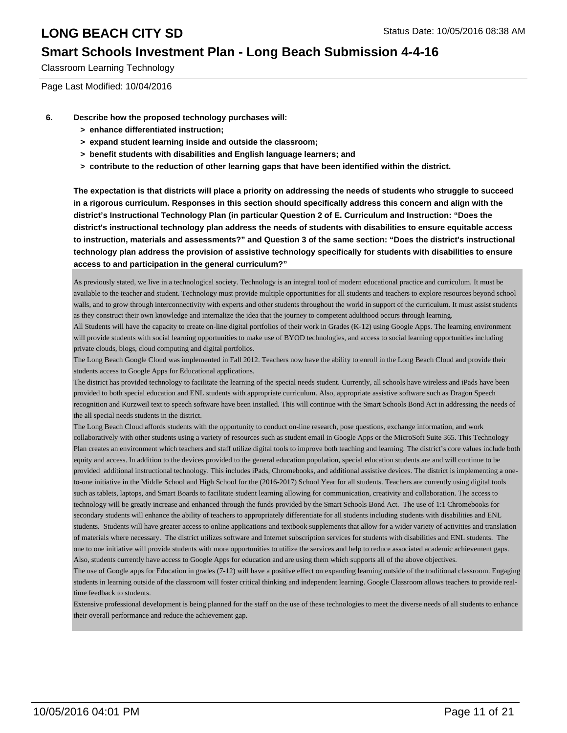Classroom Learning Technology

Page Last Modified: 10/04/2016

**6. Describe how the proposed technology purchases will:**

- **> enhance differentiated instruction;**
- **> expand student learning inside and outside the classroom;**
- **> benefit students with disabilities and English language learners; and**
- **> contribute to the reduction of other learning gaps that have been identified within the district.**

**The expectation is that districts will place a priority on addressing the needs of students who struggle to succeed in a rigorous curriculum. Responses in this section should specifically address this concern and align with the district's Instructional Technology Plan (in particular Question 2 of E. Curriculum and Instruction: "Does the district's instructional technology plan address the needs of students with disabilities to ensure equitable access to instruction, materials and assessments?" and Question 3 of the same section: "Does the district's instructional technology plan address the provision of assistive technology specifically for students with disabilities to ensure access to and participation in the general curriculum?"**

As previously stated, we live in a technological society. Technology is an integral tool of modern educational practice and curriculum. It must be available to the teacher and student. Technology must provide multiple opportunities for all students and teachers to explore resources beyond school walls, and to grow through interconnectivity with experts and other students throughout the world in support of the curriculum. It must assist students as they construct their own knowledge and internalize the idea that the journey to competent adulthood occurs through learning.

All Students will have the capacity to create on-line digital portfolios of their work in Grades (K-12) using Google Apps. The learning environment will provide students with social learning opportunities to make use of BYOD technologies, and access to social learning opportunities including private clouds, blogs, cloud computing and digital portfolios.

The Long Beach Google Cloud was implemented in Fall 2012. Teachers now have the ability to enroll in the Long Beach Cloud and provide their students access to Google Apps for Educational applications.

The district has provided technology to facilitate the learning of the special needs student. Currently, all schools have wireless and iPads have been provided to both special education and ENL students with appropriate curriculum. Also, appropriate assistive software such as Dragon Speech recognition and Kurzweil text to speech software have been installed. This will continue with the Smart Schools Bond Act in addressing the needs of the all special needs students in the district.

The Long Beach Cloud affords students with the opportunity to conduct on-line research, pose questions, exchange information, and work collaboratively with other students using a variety of resources such as student email in Google Apps or the MicroSoft Suite 365. This Technology Plan creates an environment which teachers and staff utilize digital tools to improve both teaching and learning. The district's core values include both equity and access. In addition to the devices provided to the general education population, special education students are and will continue to be provided additional instructional technology. This includes iPads, Chromebooks, and additional assistive devices. The district is implementing a one-to-one initiative in the Middle School and High School for the (2016-2017) School Year for all students. Teachers are currently using digital tools such as tablets, laptops, and Smart Boards to facilitate student learning allowing for communication, creativity and collaboration. The access to technology will be greatly increase and enhanced through the funds provided by the Smart Schools Bond Act. The use of 1:1 Chromebooks for secondary students will enhance the ability of teachers to appropriately differentiate for all students including students with disabilities and ENL students. Students will have greater access to online applications and textbook supplements that allow for a wider variety of activities and translation of materials where necessary. The district utilizes software and Internet subscription services for students with disabilities and ENL students. The one to one initiative will provide students with more opportunities to utilize the services and help to reduce associated academic achievement gaps. Also, students currently have access to Google Apps for education and are using them which supports all of the above objectives.

The use of Google apps for Education in grades (7-12) will have a positive effect on expanding learning outside of the traditional classroom. Engaging students in learning outside of the classroom will foster critical thinking and independent learning. Google Classroom allows teachers to provide real-time feedback to students.

Extensive professional development is being planned for the staff on the use of these technologies to meet the diverse needs of all students to enhance their overall performance and reduce the achievement gap.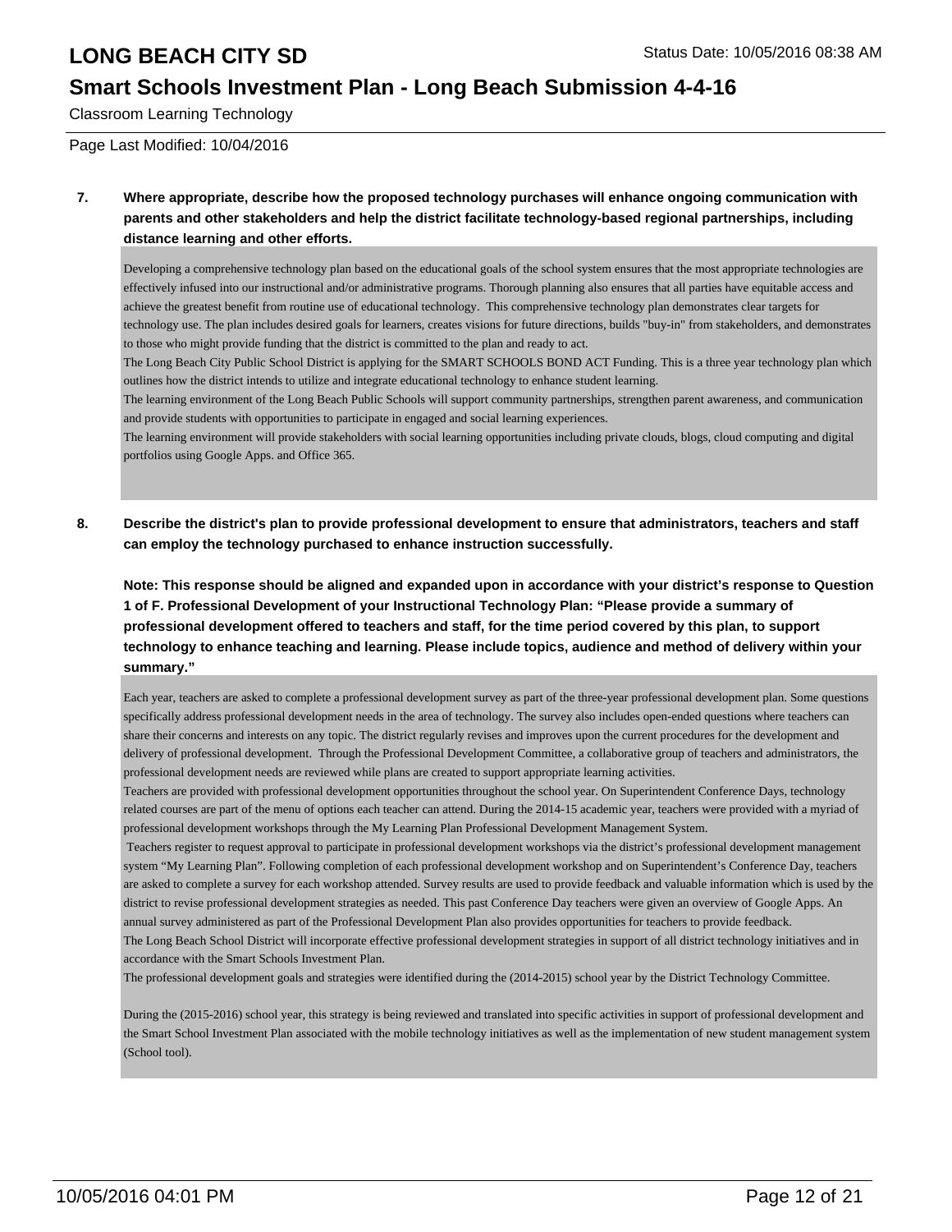**7. Where appropriate, describe how the proposed technology purchases will enhance ongoing communication with parents and other stakeholders and help the district facilitate technology-based regional partnerships, including distance learning and other efforts.**

Developing a comprehensive technology plan based on the educational goals of the school system ensures that the most appropriate technologies are effectively infused into our instructional and/or administrative programs. Thorough planning also ensures that all parties have equitable access and achieve the greatest benefit from routine use of educational technology. This comprehensive technology plan demonstrates clear targets for technology use. The plan includes desired goals for learners, creates visions for future directions, builds "buy-in" from stakeholders, and demonstrates to those who might provide funding that the district is committed to the plan and ready to act.

The Long Beach City Public School District is applying for the SMART SCHOOLS BOND ACT Funding. This is a three year technology plan which outlines how the district intends to utilize and integrate educational technology to enhance student learning.

The learning environment of the Long Beach Public Schools will support community partnerships, strengthen parent awareness, and communication and provide students with opportunities to participate in engaged and social learning experiences.

The learning environment will provide stakeholders with social learning opportunities including private clouds, blogs, cloud computing and digital portfolios using Google Apps. and Office 365.

**8. Describe the district's plan to provide professional development to ensure that administrators, teachers and staff can employ the technology purchased to enhance instruction successfully.**

**Note: This response should be aligned and expanded upon in accordance with your district's response to Question 1 of F. Professional Development of your Instructional Technology Plan: "Please provide a summary of professional development offered to teachers and staff, for the time period covered by this plan, to support technology to enhance teaching and learning. Please include topics, audience and method of delivery within your summary."**

Each year, teachers are asked to complete a professional development survey as part of the three-year professional development plan. Some questions specifically address professional development needs in the area of technology. The survey also includes open-ended questions where teachers can share their concerns and interests on any topic. The district regularly revises and improves upon the current procedures for the development and delivery of professional development. Through the Professional Development Committee, a collaborative group of teachers and administrators, the professional development needs are reviewed while plans are created to support appropriate learning activities.

Teachers are provided with professional development opportunities throughout the school year. On Superintendent Conference Days, technology related courses are part of the menu of options each teacher can attend. During the 2014-15 academic year, teachers were provided with a myriad of professional development workshops through the My Learning Plan Professional Development Management System.

Teachers register to request approval to participate in professional development workshops via the district's professional development management system "My Learning Plan". Following completion of each professional development workshop and on Superintendent's Conference Day, teachers are asked to complete a survey for each workshop attended. Survey results are used to provide feedback and valuable information which is used by the district to revise professional development strategies as needed. This past Conference Day teachers were given an overview of Google Apps. An annual survey administered as part of the Professional Development Plan also provides opportunities for teachers to provide feedback.

The Long Beach School District will incorporate effective professional development strategies in support of all district technology initiatives and in accordance with the Smart Schools Investment Plan.

The professional development goals and strategies were identified during the (2014-2015) school year by the District Technology Committee.

During the (2015-2016) school year, this strategy is being reviewed and translated into specific activities in support of professional development and the Smart School Investment Plan associated with the mobile technology initiatives as well as the implementation of new student management system (School tool).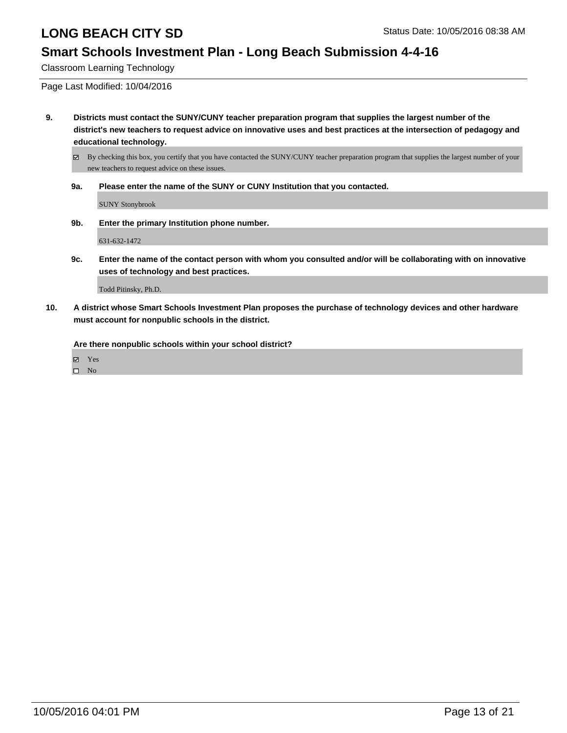# LONG BEACH CITY SD

Status Date: 10/05/2016 08:38 AM

## Smart Schools Investment Plan - Long Beach Submission 4-4-16

Classroom Learning Technology

Page Last Modified: 10/04/2016

**9. Districts must contact the SUNY/CUNY teacher preparation program that supplies the largest number of the district's new teachers to request advice on innovative uses and best practices at the intersection of pedagogy and educational technology.**

- [x] By checking this box, you certify that you have contacted the SUNY/CUNY teacher preparation program that supplies the largest number of your new teachers to request advice on these issues.

**9a. Please enter the name of the SUNY or CUNY Institution that you contacted.**

SUNY Stonybrook

**9b. Enter the primary Institution phone number.**

631-632-1472

**9c. Enter the name of the contact person with whom you consulted and/or will be collaborating with on innovative uses of technology and best practices.**

Todd Pitinsky, Ph.D.

**10. A district whose Smart Schools Investment Plan proposes the purchase of technology devices and other hardware must account for nonpublic schools in the district.**

**Are there nonpublic schools within your school district?**

- [x] Yes
- [ ] No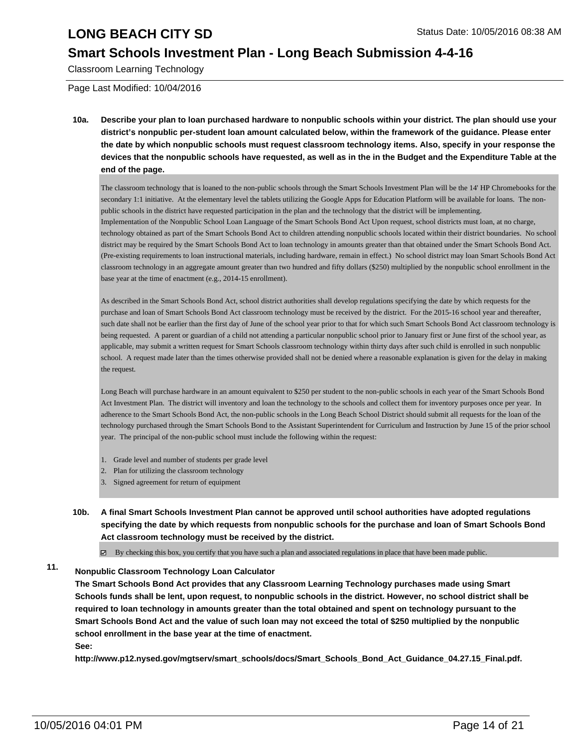Classroom Learning Technology

Page Last Modified: 10/04/2016

**10a. Describe your plan to loan purchased hardware to nonpublic schools within your district. The plan should use your district's nonpublic per-student loan amount calculated below, within the framework of the guidance. Please enter the date by which nonpublic schools must request classroom technology items. Also, specify in your response the devices that the nonpublic schools have requested, as well as in the in the Budget and the Expenditure Table at the end of the page.**

The classroom technology that is loaned to the non-public schools through the Smart Schools Investment Plan will be the 14' HP Chromebooks for the secondary 1:1 initiative. At the elementary level the tablets utilizing the Google Apps for Education Platform will be available for loans. The non-public schools in the district have requested participation in the plan and the technology that the district will be implementing.
Implementation of the Nonpublic School Loan Language of the Smart Schools Bond Act Upon request, school districts must loan, at no charge, technology obtained as part of the Smart Schools Bond Act to children attending nonpublic schools located within their district boundaries. No school district may be required by the Smart Schools Bond Act to loan technology in amounts greater than that obtained under the Smart Schools Bond Act. (Pre-existing requirements to loan instructional materials, including hardware, remain in effect.) No school district may loan Smart Schools Bond Act classroom technology in an aggregate amount greater than two hundred and fifty dollars ($250) multiplied by the nonpublic school enrollment in the base year at the time of enactment (e.g., 2014-15 enrollment).

As described in the Smart Schools Bond Act, school district authorities shall develop regulations specifying the date by which requests for the purchase and loan of Smart Schools Bond Act classroom technology must be received by the district. For the 2015-16 school year and thereafter, such date shall not be earlier than the first day of June of the school year prior to that for which such Smart Schools Bond Act classroom technology is being requested. A parent or guardian of a child not attending a particular nonpublic school prior to January first or June first of the school year, as applicable, may submit a written request for Smart Schools classroom technology within thirty days after such child is enrolled in such nonpublic school. A request made later than the times otherwise provided shall not be denied where a reasonable explanation is given for the delay in making the request.

Long Beach will purchase hardware in an amount equivalent to $250 per student to the non-public schools in each year of the Smart Schools Bond Act Investment Plan. The district will inventory and loan the technology to the schools and collect them for inventory purposes once per year. In adherence to the Smart Schools Bond Act, the non-public schools in the Long Beach School District should submit all requests for the loan of the technology purchased through the Smart Schools Bond to the Assistant Superintendent for Curriculum and Instruction by June 15 of the prior school year. The principal of the non-public school must include the following within the request:

1. Grade level and number of students per grade level
2. Plan for utilizing the classroom technology
3. Signed agreement for return of equipment

**10b. A final Smart Schools Investment Plan cannot be approved until school authorities have adopted regulations specifying the date by which requests from nonpublic schools for the purchase and loan of Smart Schools Bond Act classroom technology must be received by the district.**

☑ By checking this box, you certify that you have such a plan and associated regulations in place that have been made public.

**11. Nonpublic Classroom Technology Loan Calculator**

**The Smart Schools Bond Act provides that any Classroom Learning Technology purchases made using Smart Schools funds shall be lent, upon request, to nonpublic schools in the district. However, no school district shall be required to loan technology in amounts greater than the total obtained and spent on technology pursuant to the Smart Schools Bond Act and the value of such loan may not exceed the total of $250 multiplied by the nonpublic school enrollment in the base year at the time of enactment.**

**See:**

**http://www.p12.nysed.gov/mgtserv/smart_schools/docs/Smart_Schools_Bond_Act_Guidance_04.27.15_Final.pdf.**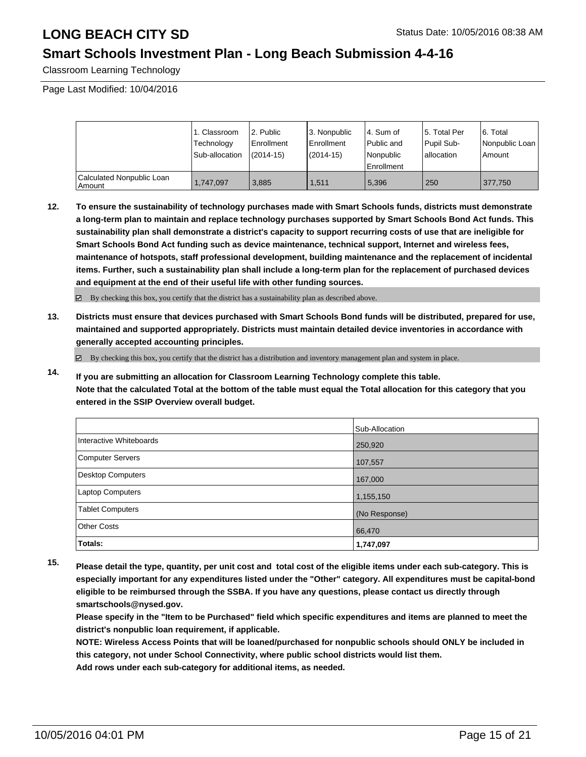Classroom Learning Technology

Page Last Modified: 10/04/2016

| | 1. Classroom Technology Sub-allocation | 2. Public Enrollment (2014-15) | 3. Nonpublic Enrollment (2014-15) | 4. Sum of Public and Nonpublic Enrollment | 5. Total Per Pupil Sub-allocation | 6. Total Nonpublic Loan Amount |
|---|---|---|---|---|---|---|
| Calculated Nonpublic Loan Amount | 1,747,097 | 3,885 | 1,511 | 5,396 | 250 | 377,750 |

**12. To ensure the sustainability of technology purchases made with Smart Schools funds, districts must demonstrate a long-term plan to maintain and replace technology purchases supported by Smart Schools Bond Act funds. This sustainability plan shall demonstrate a district's capacity to support recurring costs of use that are ineligible for Smart Schools Bond Act funding such as device maintenance, technical support, Internet and wireless fees, maintenance of hotspots, staff professional development, building maintenance and the replacement of incidental items. Further, such a sustainability plan shall include a long-term plan for the replacement of purchased devices and equipment at the end of their useful life with other funding sources.**

☑ By checking this box, you certify that the district has a sustainability plan as described above.

**13. Districts must ensure that devices purchased with Smart Schools Bond funds will be distributed, prepared for use, maintained and supported appropriately. Districts must maintain detailed device inventories in accordance with generally accepted accounting principles.**

☑ By checking this box, you certify that the district has a distribution and inventory management plan and system in place.

**14. If you are submitting an allocation for Classroom Learning Technology complete this table. Note that the calculated Total at the bottom of the table must equal the Total allocation for this category that you entered in the SSIP Overview overall budget.**

| | Sub-Allocation |
|---|---|
| Interactive Whiteboards | 250,920 |
| Computer Servers | 107,557 |
| Desktop Computers | 167,000 |
| Laptop Computers | 1,155,150 |
| Tablet Computers | (No Response) |
| Other Costs | 66,470 |
| **Totals:** | **1,747,097** |

**15. Please detail the type, quantity, per unit cost and total cost of the eligible items under each sub-category. This is especially important for any expenditures listed under the "Other" category. All expenditures must be capital-bond eligible to be reimbursed through the SSBA. If you have any questions, please contact us directly through smartschools@nysed.gov.**
**Please specify in the "Item to be Purchased" field which specific expenditures and items are planned to meet the district's nonpublic loan requirement, if applicable.**
**NOTE: Wireless Access Points that will be loaned/purchased for nonpublic schools should ONLY be included in this category, not under School Connectivity, where public school districts would list them.**
**Add rows under each sub-category for additional items, as needed.**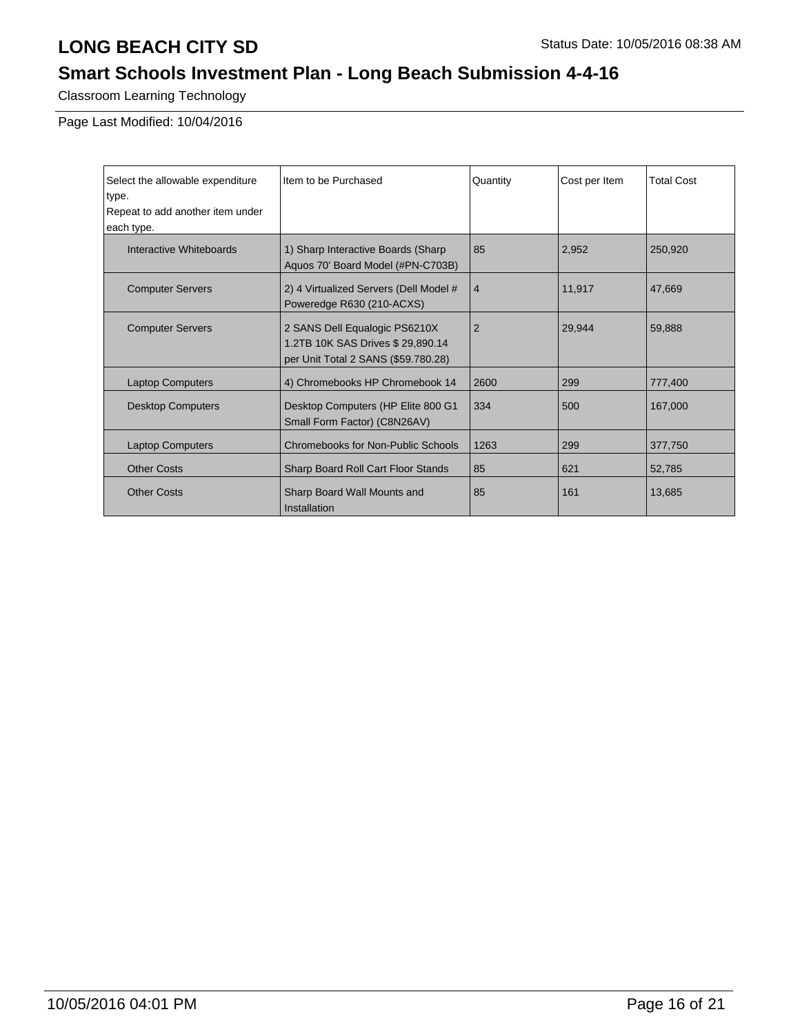# LONG BEACH CITY SD

Status Date: 10/05/2016 08:38 AM

## Smart Schools Investment Plan - Long Beach Submission 4-4-16

Classroom Learning Technology

Page Last Modified: 10/04/2016

| Select the allowable expenditure type. Repeat to add another item under each type. | Item to be Purchased | Quantity | Cost per Item | Total Cost |
|---|---|---|---|---|
| Interactive Whiteboards | 1) Sharp Interactive Boards (Sharp Aquos 70' Board Model (#PN-C703B) | 85 | 2,952 | 250,920 |
| Computer Servers | 2) 4 Virtualized Servers (Dell Model # Poweredge R630 (210-ACXS) | 4 | 11,917 | 47,669 |
| Computer Servers | 2 SANS Dell Equalogic PS6210X 1.2TB 10K SAS Drives $ 29,890.14 per Unit Total 2 SANS ($59.780.28) | 2 | 29,944 | 59,888 |
| Laptop Computers | 4) Chromebooks HP Chromebook 14 | 2600 | 299 | 777,400 |
| Desktop Computers | Desktop Computers (HP Elite 800 G1 Small Form Factor) (C8N26AV) | 334 | 500 | 167,000 |
| Laptop Computers | Chromebooks for Non-Public Schools | 1263 | 299 | 377,750 |
| Other Costs | Sharp Board Roll Cart Floor Stands | 85 | 621 | 52,785 |
| Other Costs | Sharp Board Wall Mounts and Installation | 85 | 161 | 13,685 |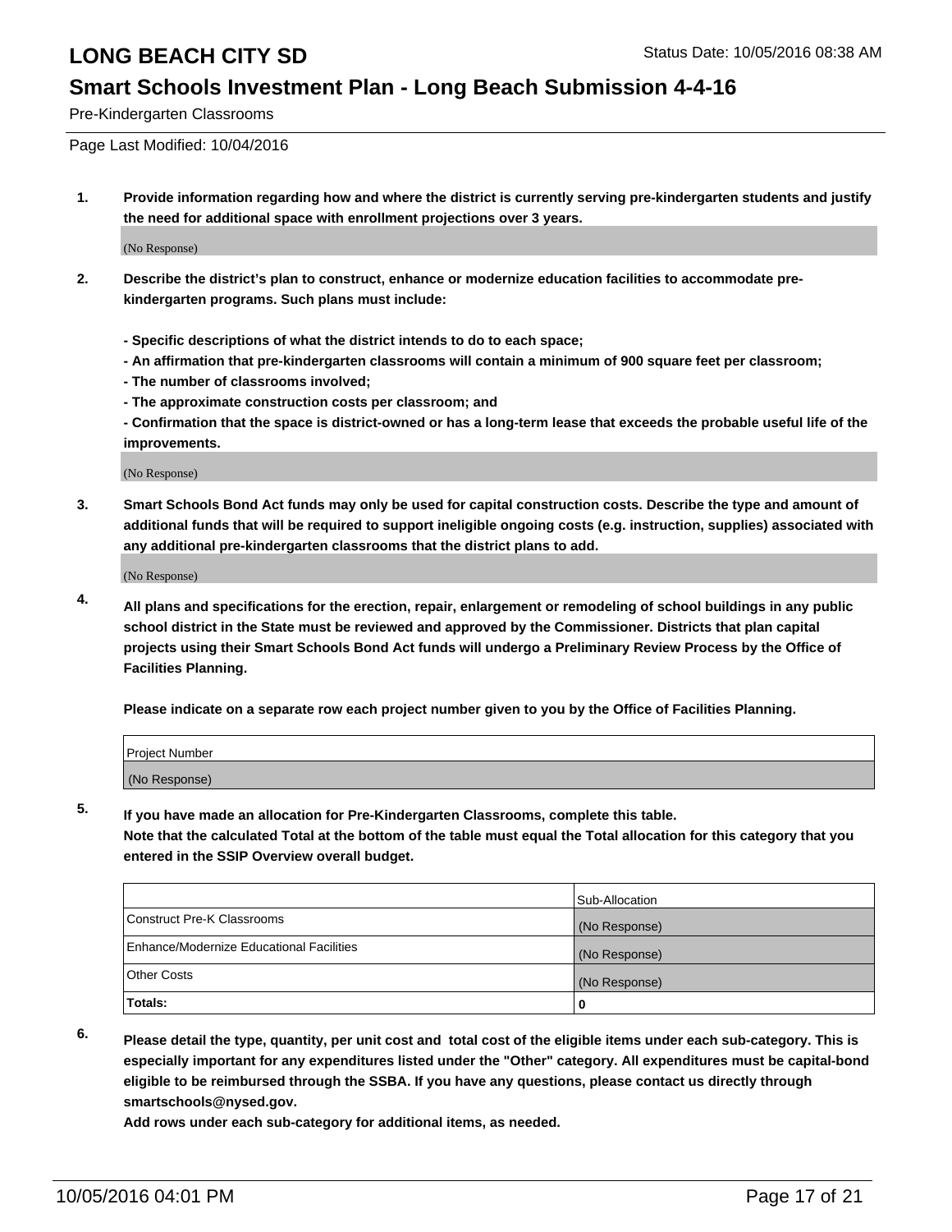Pre-Kindergarten Classrooms

Page Last Modified: 10/04/2016

**1. Provide information regarding how and where the district is currently serving pre-kindergarten students and justify the need for additional space with enrollment projections over 3 years.**

(No Response)

**2. Describe the district's plan to construct, enhance or modernize education facilities to accommodate pre-kindergarten programs. Such plans must include:**

**- Specific descriptions of what the district intends to do to each space;**
**- An affirmation that pre-kindergarten classrooms will contain a minimum of 900 square feet per classroom;**
**- The number of classrooms involved;**
**- The approximate construction costs per classroom; and**
**- Confirmation that the space is district-owned or has a long-term lease that exceeds the probable useful life of the improvements.**

(No Response)

**3. Smart Schools Bond Act funds may only be used for capital construction costs. Describe the type and amount of additional funds that will be required to support ineligible ongoing costs (e.g. instruction, supplies) associated with any additional pre-kindergarten classrooms that the district plans to add.**

(No Response)

**4. All plans and specifications for the erection, repair, enlargement or remodeling of school buildings in any public school district in the State must be reviewed and approved by the Commissioner. Districts that plan capital projects using their Smart Schools Bond Act funds will undergo a Preliminary Review Process by the Office of Facilities Planning.**

**Please indicate on a separate row each project number given to you by the Office of Facilities Planning.**

| Project Number |
| --- |
| (No Response) |

**5. If you have made an allocation for Pre-Kindergarten Classrooms, complete this table.**
**Note that the calculated Total at the bottom of the table must equal the Total allocation for this category that you entered in the SSIP Overview overall budget.**

| | Sub-Allocation |
| --- | --- |
| Construct Pre-K Classrooms | (No Response) |
| Enhance/Modernize Educational Facilities | (No Response) |
| Other Costs | (No Response) |
| **Totals:** | **0** |

**6. Please detail the type, quantity, per unit cost and total cost of the eligible items under each sub-category. This is especially important for any expenditures listed under the "Other" category. All expenditures must be capital-bond eligible to be reimbursed through the SSBA. If you have any questions, please contact us directly through smartschools@nysed.gov.**
**Add rows under each sub-category for additional items, as needed.**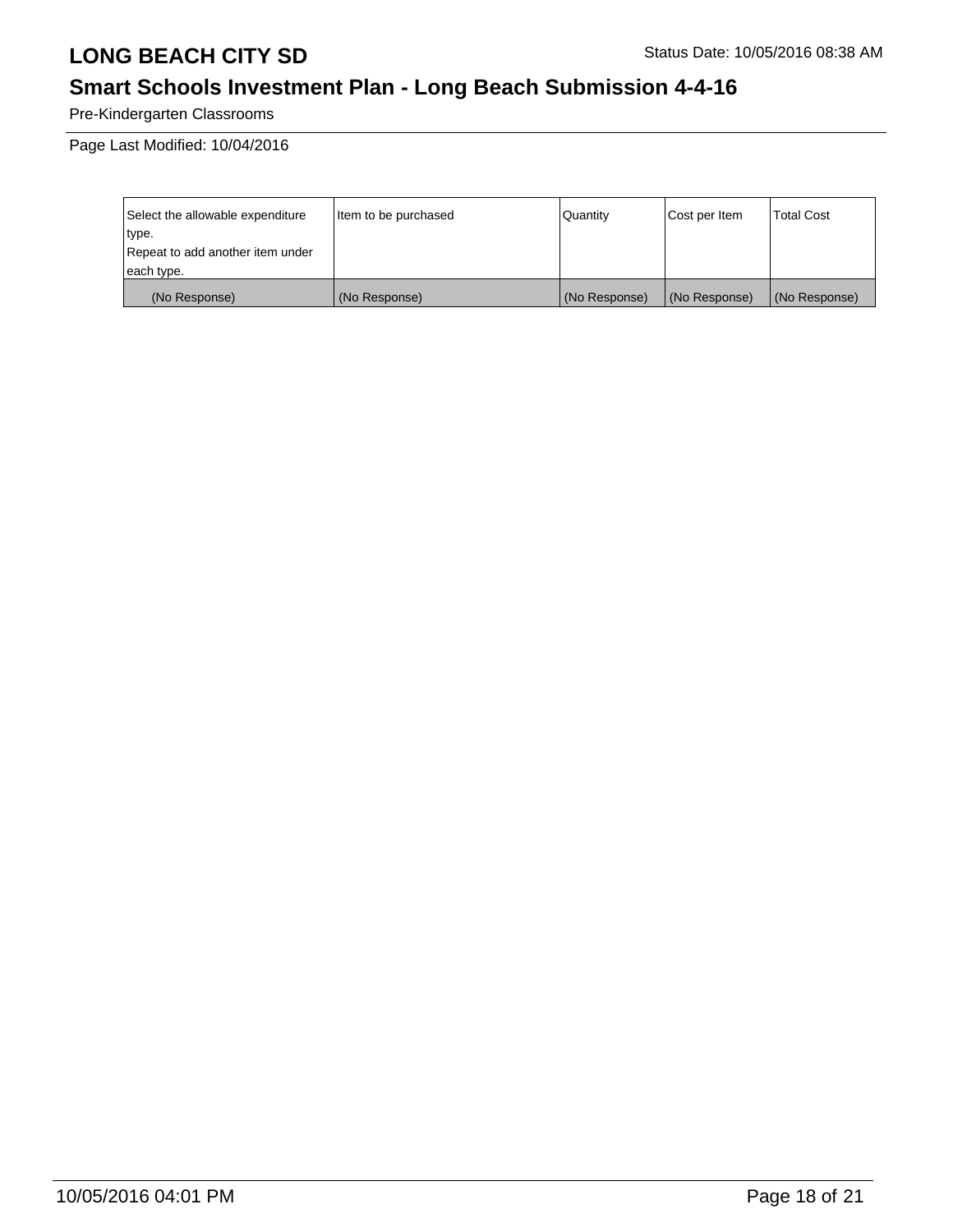# LONG BEACH CITY SD

Status Date: 10/05/2016 08:38 AM

## Smart Schools Investment Plan - Long Beach Submission 4-4-16

Pre-Kindergarten Classrooms

Page Last Modified: 10/04/2016

| Select the allowable expenditure type. Repeat to add another item under each type. | Item to be purchased | Quantity | Cost per Item | Total Cost |
|---|---|---|---|---|
| (No Response) | (No Response) | (No Response) | (No Response) | (No Response) |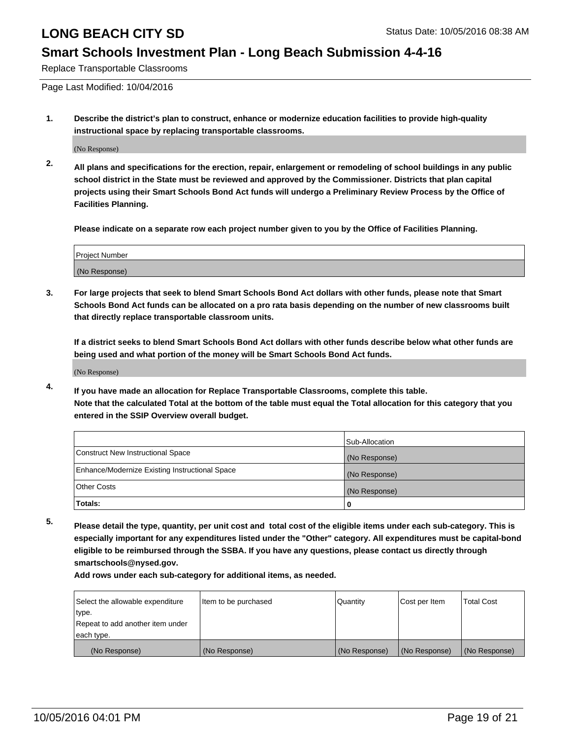# LONG BEACH CITY SD

Status Date: 10/05/2016 08:38 AM

## Smart Schools Investment Plan - Long Beach Submission 4-4-16

Replace Transportable Classrooms

Page Last Modified: 10/04/2016

**1. Describe the district's plan to construct, enhance or modernize education facilities to provide high-quality instructional space by replacing transportable classrooms.**

(No Response)

**2. All plans and specifications for the erection, repair, enlargement or remodeling of school buildings in any public school district in the State must be reviewed and approved by the Commissioner. Districts that plan capital projects using their Smart Schools Bond Act funds will undergo a Preliminary Review Process by the Office of Facilities Planning.**

**Please indicate on a separate row each project number given to you by the Office of Facilities Planning.**

| Project Number |
| --- |
| (No Response) |

**3. For large projects that seek to blend Smart Schools Bond Act dollars with other funds, please note that Smart Schools Bond Act funds can be allocated on a pro rata basis depending on the number of new classrooms built that directly replace transportable classroom units.**

**If a district seeks to blend Smart Schools Bond Act dollars with other funds describe below what other funds are being used and what portion of the money will be Smart Schools Bond Act funds.**

(No Response)

**4. If you have made an allocation for Replace Transportable Classrooms, complete this table.**
**Note that the calculated Total at the bottom of the table must equal the Total allocation for this category that you entered in the SSIP Overview overall budget.**

| | Sub-Allocation |
| --- | --- |
| Construct New Instructional Space | (No Response) |
| Enhance/Modernize Existing Instructional Space | (No Response) |
| Other Costs | (No Response) |
| **Totals:** | **0** |

**5. Please detail the type, quantity, per unit cost and total cost of the eligible items under each sub-category. This is especially important for any expenditures listed under the "Other" category. All expenditures must be capital-bond eligible to be reimbursed through the SSBA. If you have any questions, please contact us directly through smartschools@nysed.gov.**
**Add rows under each sub-category for additional items, as needed.**

| Select the allowable expenditure type. Repeat to add another item under each type. | Item to be purchased | Quantity | Cost per Item | Total Cost |
| --- | --- | --- | --- | --- |
| (No Response) | (No Response) | (No Response) | (No Response) | (No Response) |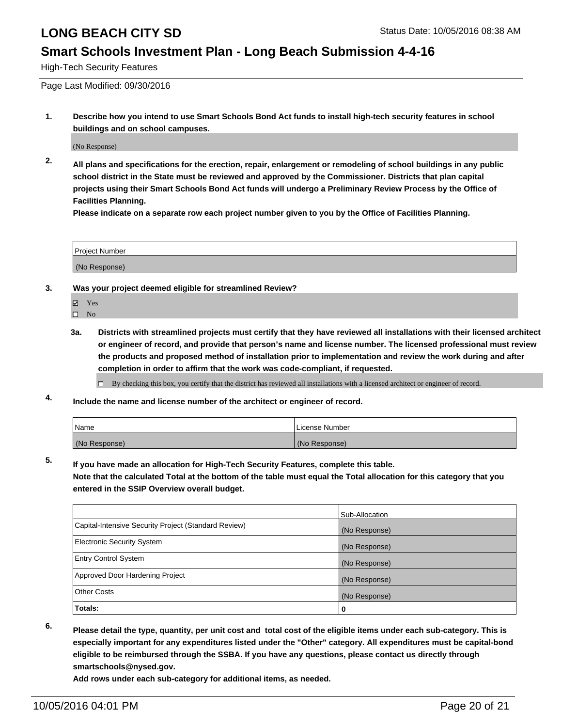# LONG BEACH CITY SD

Status Date: 10/05/2016 08:38 AM

## Smart Schools Investment Plan - Long Beach Submission 4-4-16

High-Tech Security Features

Page Last Modified: 09/30/2016

**1. Describe how you intend to use Smart Schools Bond Act funds to install high-tech security features in school buildings and on school campuses.**

(No Response)

**2. All plans and specifications for the erection, repair, enlargement or remodeling of school buildings in any public school district in the State must be reviewed and approved by the Commissioner. Districts that plan capital projects using their Smart Schools Bond Act funds will undergo a Preliminary Review Process by the Office of Facilities Planning.**
**Please indicate on a separate row each project number given to you by the Office of Facilities Planning.**

| Project Number |
|---|
| (No Response) |

**3. Was your project deemed eligible for streamlined Review?**

☑ Yes
☐ No

**3a. Districts with streamlined projects must certify that they have reviewed all installations with their licensed architect or engineer of record, and provide that person's name and license number. The licensed professional must review the products and proposed method of installation prior to implementation and review the work during and after completion in order to affirm that the work was code-compliant, if requested.**

☐ By checking this box, you certify that the district has reviewed all installations with a licensed architect or engineer of record.

**4. Include the name and license number of the architect or engineer of record.**

| Name | License Number |
|---|---|
| (No Response) | (No Response) |

**5. If you have made an allocation for High-Tech Security Features, complete this table.**
**Note that the calculated Total at the bottom of the table must equal the Total allocation for this category that you entered in the SSIP Overview overall budget.**

| | Sub-Allocation |
|---|---|
| Capital-Intensive Security Project (Standard Review) | (No Response) |
| Electronic Security System | (No Response) |
| Entry Control System | (No Response) |
| Approved Door Hardening Project | (No Response) |
| Other Costs | (No Response) |
| **Totals:** | **0** |

**6. Please detail the type, quantity, per unit cost and total cost of the eligible items under each sub-category. This is especially important for any expenditures listed under the "Other" category. All expenditures must be capital-bond eligible to be reimbursed through the SSBA. If you have any questions, please contact us directly through smartschools@nysed.gov.**
**Add rows under each sub-category for additional items, as needed.**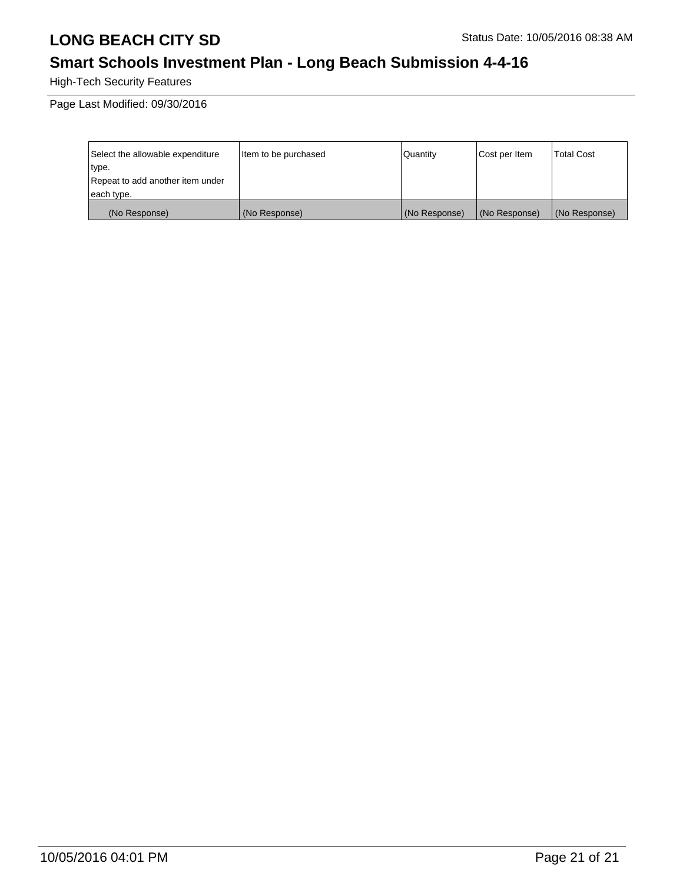# LONG BEACH CITY SD

Status Date: 10/05/2016 08:38 AM

## Smart Schools Investment Plan - Long Beach Submission 4-4-16

High-Tech Security Features

Page Last Modified: 09/30/2016

| Select the allowable expenditure type. Repeat to add another item under each type. | Item to be purchased | Quantity | Cost per Item | Total Cost |
|---|---|---|---|---|
| (No Response) | (No Response) | (No Response) | (No Response) | (No Response) |